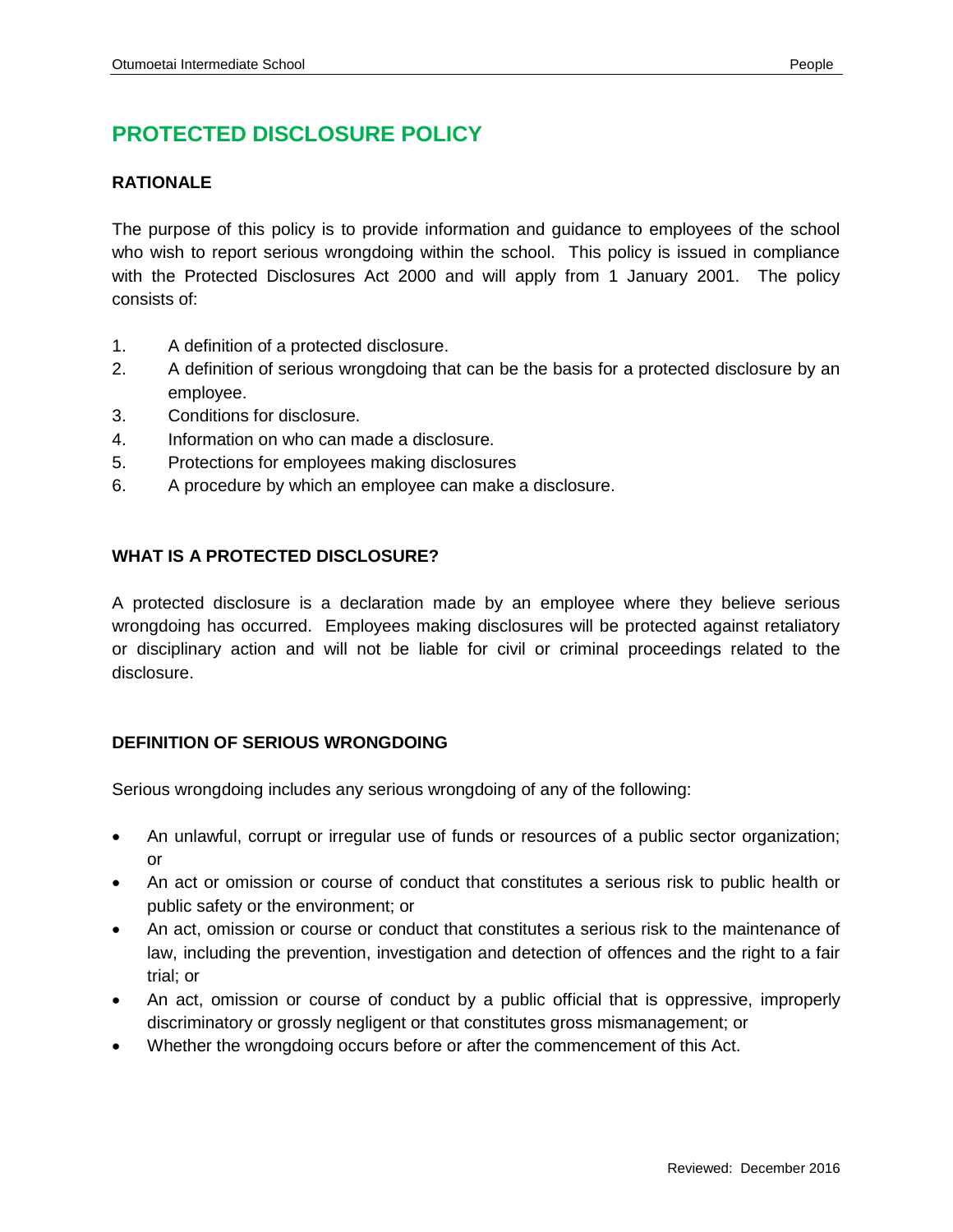# PROTECTED DISCLOSURE POLICY

## RATIONALE

The purpose of this policy is to provide information and guidance to employees of the school who wish to report serious wrongdoing within the school. This policy is issued in compliance with the Protected Disclosures Act 2000 and will apply from 1 January 2001. The policy consists of:

1. A definition of a protected disclosure.
2. A definition of serious wrongdoing that can be the basis for a protected disclosure by an employee.
3. Conditions for disclosure.
4. Information on who can made a disclosure.
5. Protections for employees making disclosures
6. A procedure by which an employee can make a disclosure.

## WHAT IS A PROTECTED DISCLOSURE?

A protected disclosure is a declaration made by an employee where they believe serious wrongdoing has occurred. Employees making disclosures will be protected against retaliatory or disciplinary action and will not be liable for civil or criminal proceedings related to the disclosure.

## DEFINITION OF SERIOUS WRONGDOING

Serious wrongdoing includes any serious wrongdoing of any of the following:

- An unlawful, corrupt or irregular use of funds or resources of a public sector organization; or
- An act or omission or course of conduct that constitutes a serious risk to public health or public safety or the environment; or
- An act, omission or course or conduct that constitutes a serious risk to the maintenance of law, including the prevention, investigation and detection of offences and the right to a fair trial; or
- An act, omission or course of conduct by a public official that is oppressive, improperly discriminatory or grossly negligent or that constitutes gross mismanagement; or
- Whether the wrongdoing occurs before or after the commencement of this Act.

Reviewed: December 2016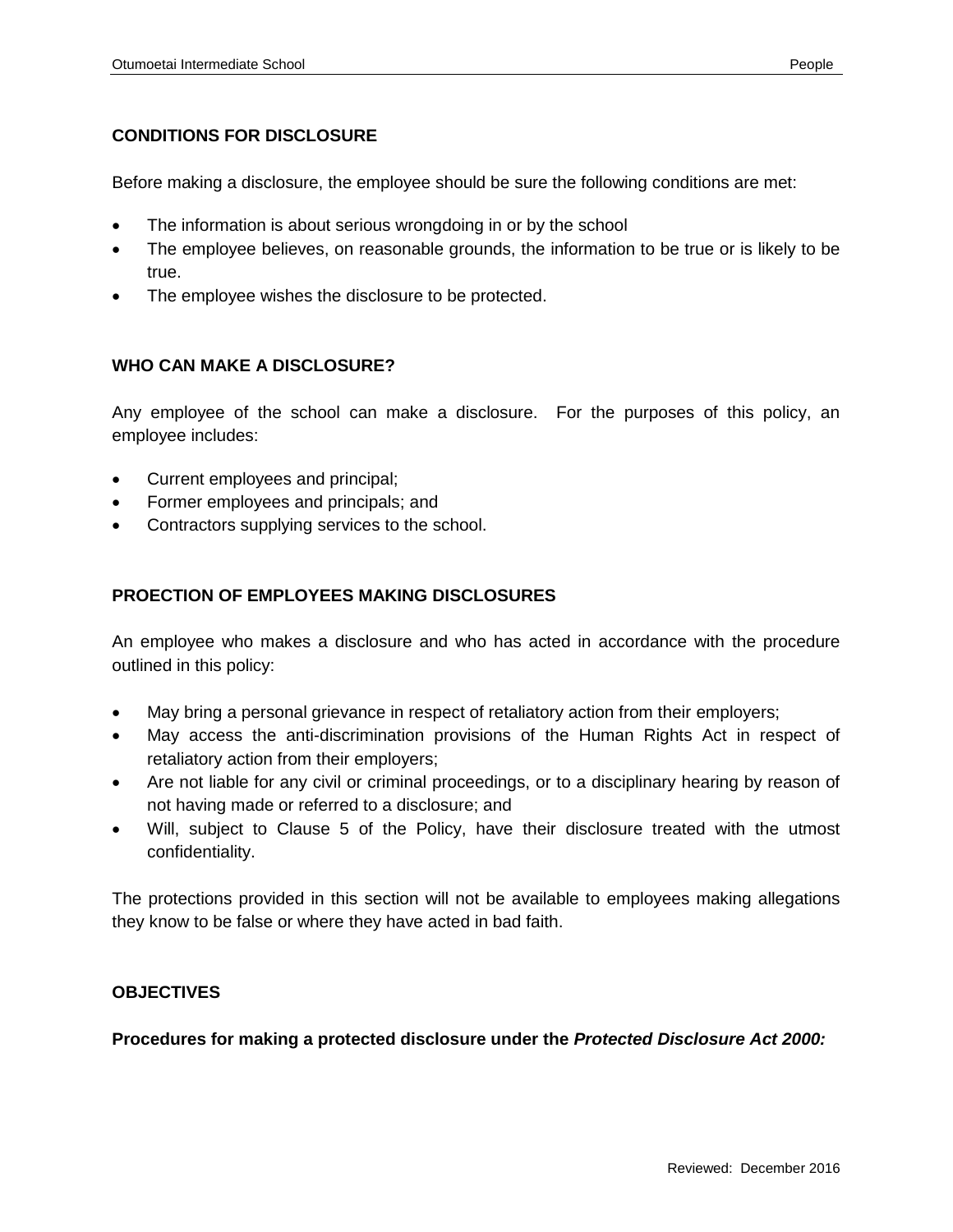## CONDITIONS FOR DISCLOSURE

Before making a disclosure, the employee should be sure the following conditions are met:

- The information is about serious wrongdoing in or by the school
- The employee believes, on reasonable grounds, the information to be true or is likely to be true.
- The employee wishes the disclosure to be protected.

## WHO CAN MAKE A DISCLOSURE?

Any employee of the school can make a disclosure. For the purposes of this policy, an employee includes:

- Current employees and principal;
- Former employees and principals; and
- Contractors supplying services to the school.

## PROECTION OF EMPLOYEES MAKING DISCLOSURES

An employee who makes a disclosure and who has acted in accordance with the procedure outlined in this policy:

- May bring a personal grievance in respect of retaliatory action from their employers;
- May access the anti-discrimination provisions of the Human Rights Act in respect of retaliatory action from their employers;
- Are not liable for any civil or criminal proceedings, or to a disciplinary hearing by reason of not having made or referred to a disclosure; and
- Will, subject to Clause 5 of the Policy, have their disclosure treated with the utmost confidentiality.

The protections provided in this section will not be available to employees making allegations they know to be false or where they have acted in bad faith.

## OBJECTIVES

**Procedures for making a protected disclosure under the *Protected Disclosure Act 2000:***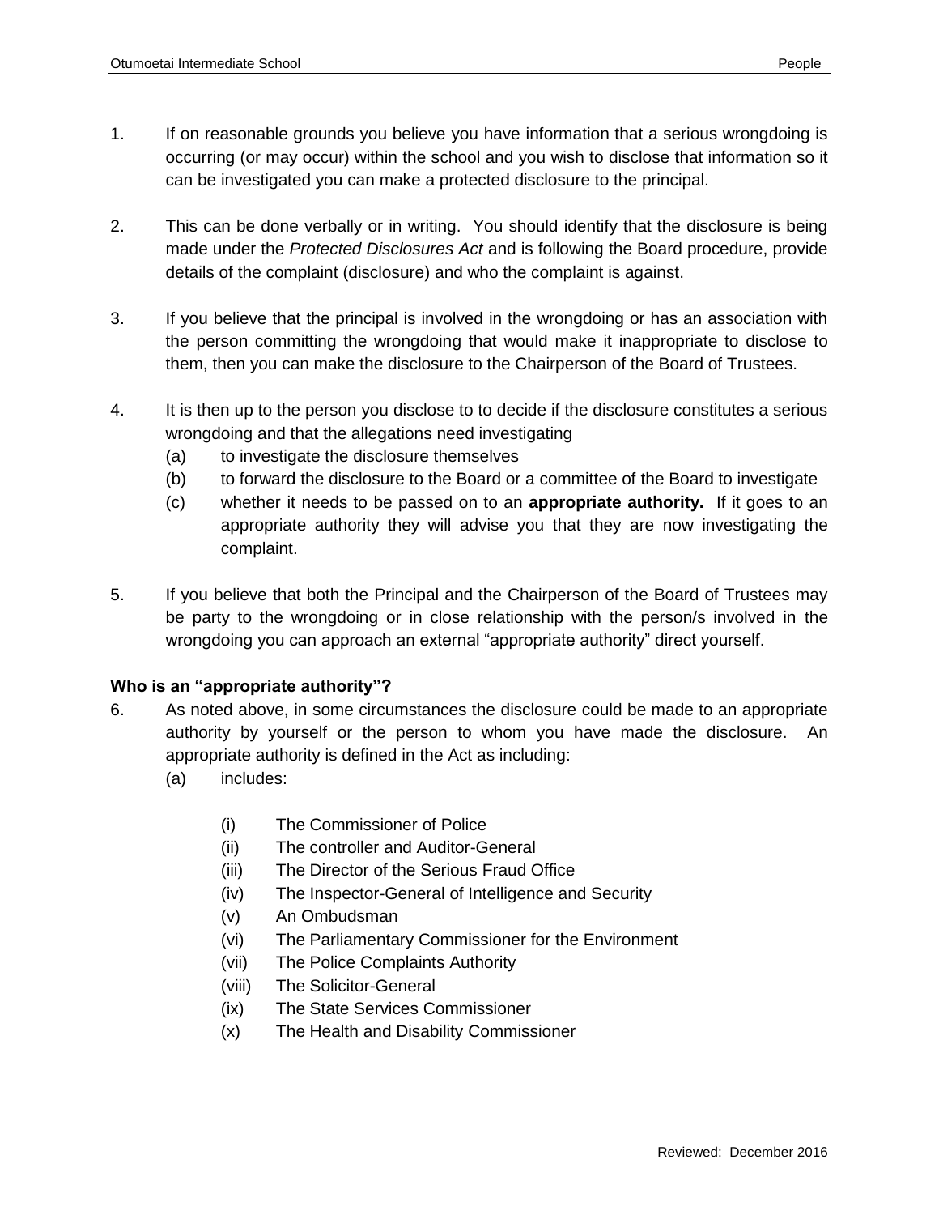1. If on reasonable grounds you believe you have information that a serious wrongdoing is occurring (or may occur) within the school and you wish to disclose that information so it can be investigated you can make a protected disclosure to the principal.

2. This can be done verbally or in writing. You should identify that the disclosure is being made under the *Protected Disclosures Act* and is following the Board procedure, provide details of the complaint (disclosure) and who the complaint is against.

3. If you believe that the principal is involved in the wrongdoing or has an association with the person committing the wrongdoing that would make it inappropriate to disclose to them, then you can make the disclosure to the Chairperson of the Board of Trustees.

4. It is then up to the person you disclose to to decide if the disclosure constitutes a serious wrongdoing and that the allegations need investigating
   - (a) to investigate the disclosure themselves
   - (b) to forward the disclosure to the Board or a committee of the Board to investigate
   - (c) whether it needs to be passed on to an **appropriate authority.** If it goes to an appropriate authority they will advise you that they are now investigating the complaint.

5. If you believe that both the Principal and the Chairperson of the Board of Trustees may be party to the wrongdoing or in close relationship with the person/s involved in the wrongdoing you can approach an external "appropriate authority" direct yourself.

**Who is an "appropriate authority"?**

6. As noted above, in some circumstances the disclosure could be made to an appropriate authority by yourself or the person to whom you have made the disclosure. An appropriate authority is defined in the Act as including:
   - (a) includes:
     - (i) The Commissioner of Police
     - (ii) The controller and Auditor-General
     - (iii) The Director of the Serious Fraud Office
     - (iv) The Inspector-General of Intelligence and Security
     - (v) An Ombudsman
     - (vi) The Parliamentary Commissioner for the Environment
     - (vii) The Police Complaints Authority
     - (viii) The Solicitor-General
     - (ix) The State Services Commissioner
     - (x) The Health and Disability Commissioner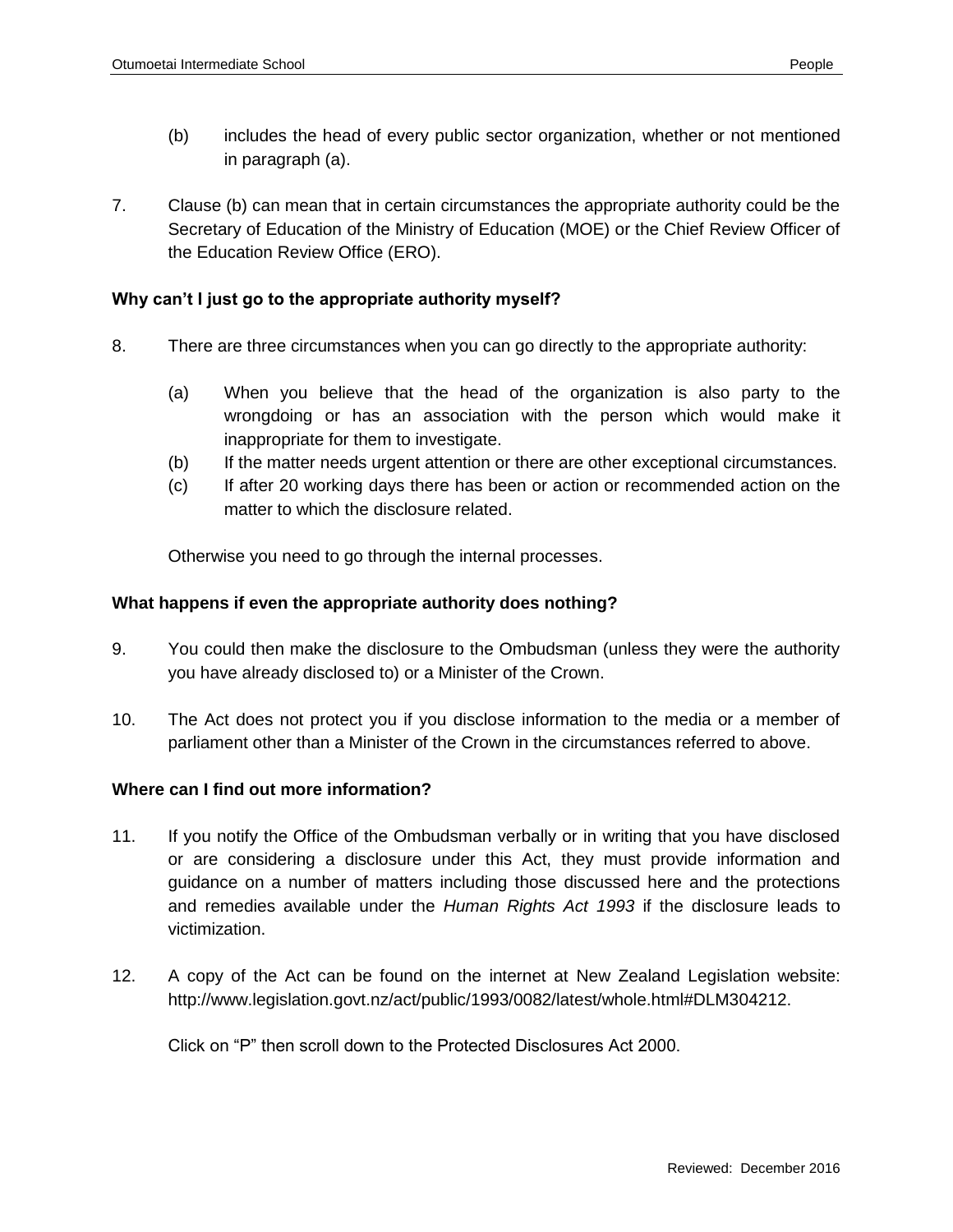(b) includes the head of every public sector organization, whether or not mentioned in paragraph (a).

7. Clause (b) can mean that in certain circumstances the appropriate authority could be the Secretary of Education of the Ministry of Education (MOE) or the Chief Review Officer of the Education Review Office (ERO).

**Why can't I just go to the appropriate authority myself?**

8. There are three circumstances when you can go directly to the appropriate authority:

   (a) When you believe that the head of the organization is also party to the wrongdoing or has an association with the person which would make it inappropriate for them to investigate.

   (b) If the matter needs urgent attention or there are other exceptional circumstances.

   (c) If after 20 working days there has been or action or recommended action on the matter to which the disclosure related.

   Otherwise you need to go through the internal processes.

**What happens if even the appropriate authority does nothing?**

9. You could then make the disclosure to the Ombudsman (unless they were the authority you have already disclosed to) or a Minister of the Crown.

10. The Act does not protect you if you disclose information to the media or a member of parliament other than a Minister of the Crown in the circumstances referred to above.

**Where can I find out more information?**

11. If you notify the Office of the Ombudsman verbally or in writing that you have disclosed or are considering a disclosure under this Act, they must provide information and guidance on a number of matters including those discussed here and the protections and remedies available under the *Human Rights Act 1993* if the disclosure leads to victimization.

12. A copy of the Act can be found on the internet at New Zealand Legislation website: http://www.legislation.govt.nz/act/public/1993/0082/latest/whole.html#DLM304212.

    Click on "P" then scroll down to the Protected Disclosures Act 2000.

Reviewed: December 2016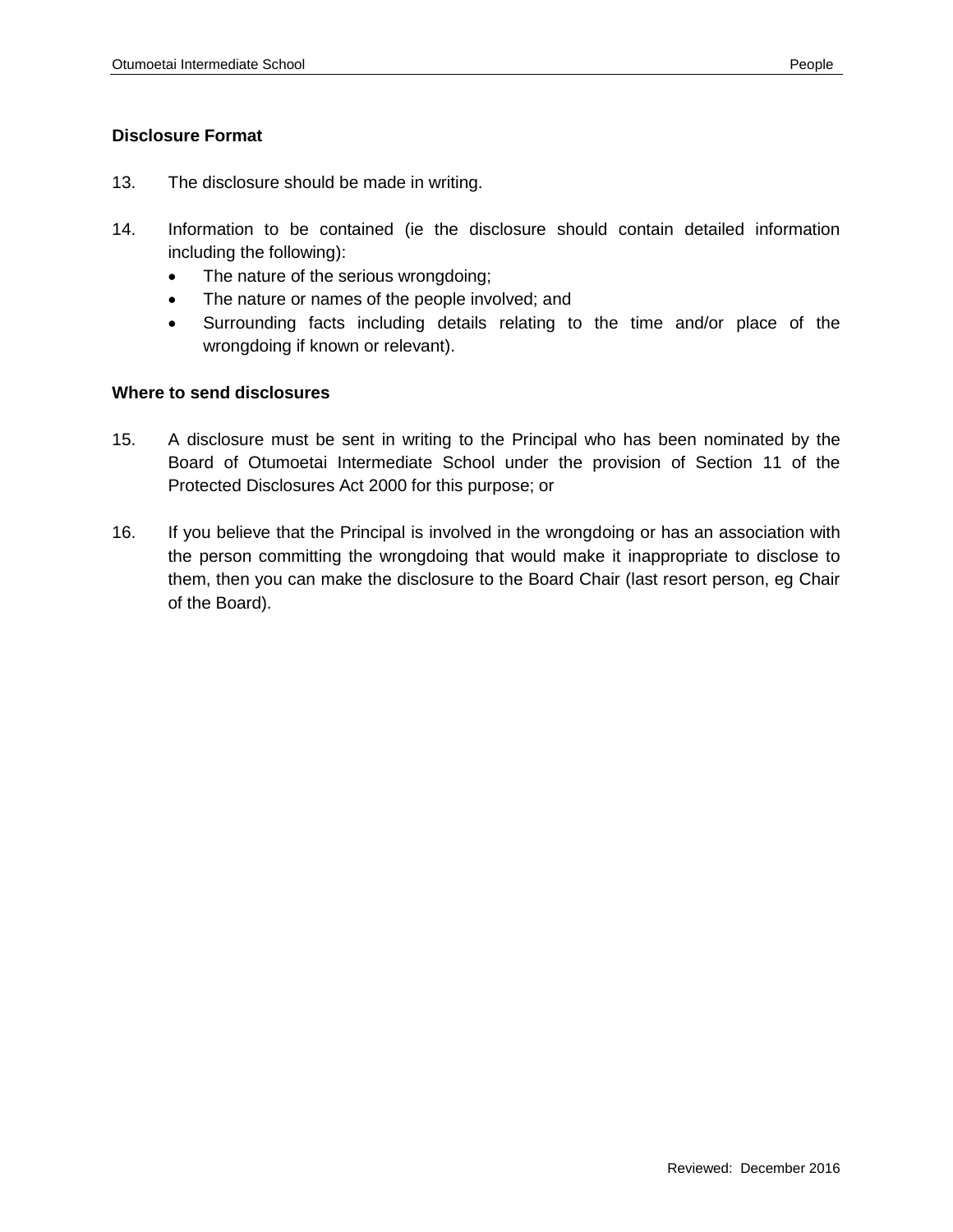**Disclosure Format**

13. The disclosure should be made in writing.

14. Information to be contained (ie the disclosure should contain detailed information including the following):
    - The nature of the serious wrongdoing;
    - The nature or names of the people involved; and
    - Surrounding facts including details relating to the time and/or place of the wrongdoing if known or relevant).

**Where to send disclosures**

15. A disclosure must be sent in writing to the Principal who has been nominated by the Board of Otumoetai Intermediate School under the provision of Section 11 of the Protected Disclosures Act 2000 for this purpose; or

16. If you believe that the Principal is involved in the wrongdoing or has an association with the person committing the wrongdoing that would make it inappropriate to disclose to them, then you can make the disclosure to the Board Chair (last resort person, eg Chair of the Board).

Reviewed: December 2016